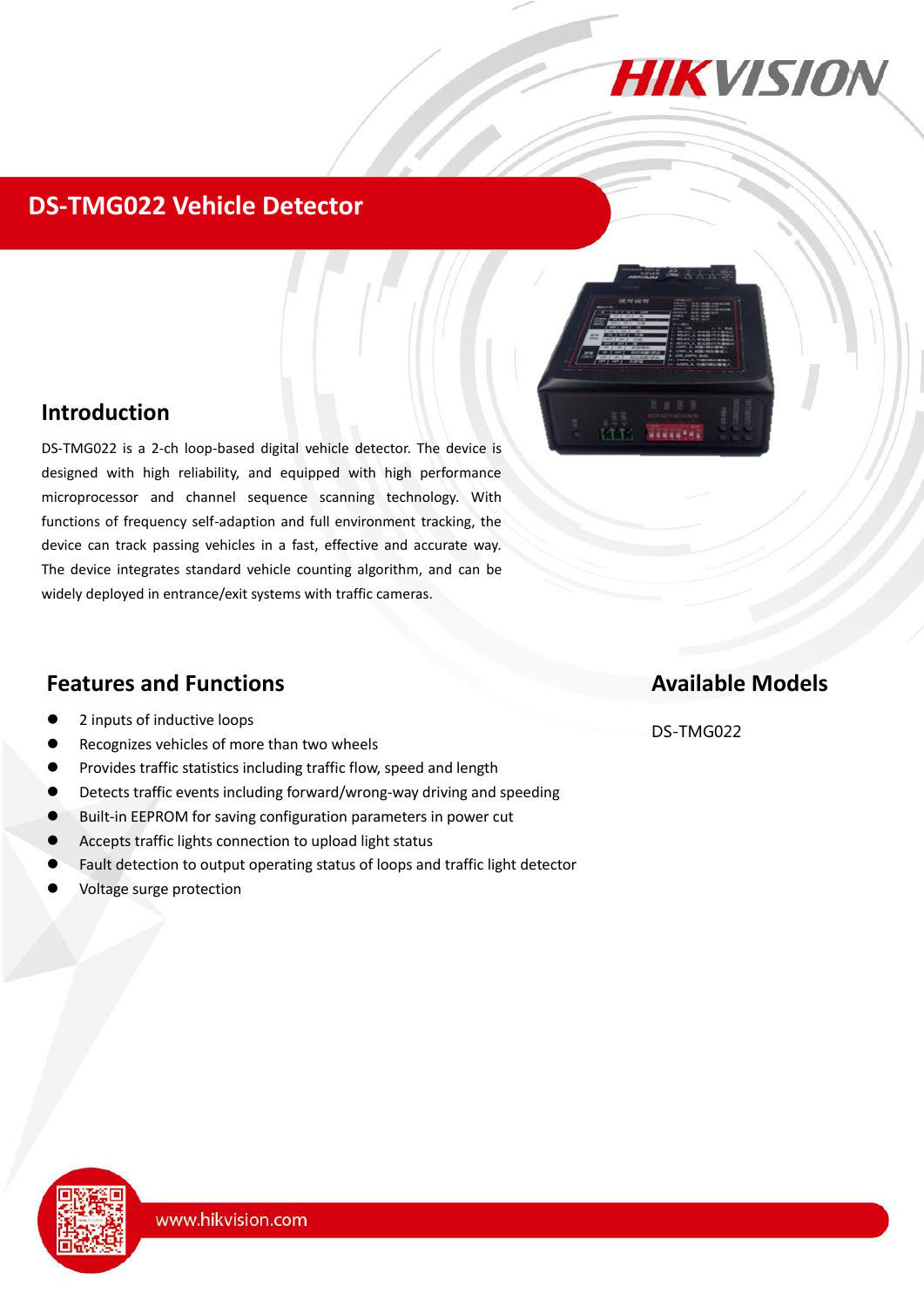# DS-TMG022 Vehicle Detector

## Introduction

DS-TMG022 is a 2-ch loop-based digital vehicle detector. The device is designed with high reliability, and equipped with high performance microprocessor and channel sequence scanning technology. With functions of frequency self-adaption and full environment tracking, the device can track passing vehicles in a fast, effective and accurate way. The device integrates standard vehicle counting algorithm, and can be widely deployed in entrance/exit systems with traffic cameras.

## Features and Functions

- 2 inputs of inductive loops
- Recognizes vehicles of more than two wheels
- Provides traffic statistics including traffic flow, speed and length
- Detects traffic events including forward/wrong-way driving and speeding
- Built-in EEPROM for saving configuration parameters in power cut
- Accepts traffic lights connection to upload light status
- Fault detection to output operating status of loops and traffic light detector
- Voltage surge protection

## Available Models

DS-TMG022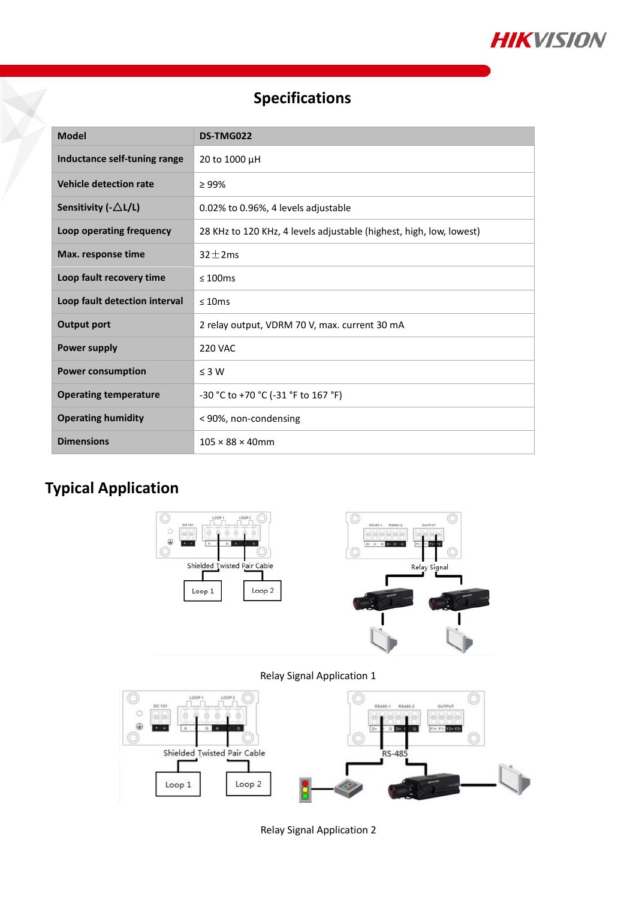## Specifications

| Model | DS-TMG022 |
|---|---|
| Inductance self-tuning range | 20 to 1000 μH |
| Vehicle detection rate | ≥ 99% |
| Sensitivity (-△L/L) | 0.02% to 0.96%, 4 levels adjustable |
| Loop operating frequency | 28 KHz to 120 KHz, 4 levels adjustable (highest, high, low, lowest) |
| Max. response time | 32±2ms |
| Loop fault recovery time | ≤ 100ms |
| Loop fault detection interval | ≤ 10ms |
| Output port | 2 relay output, VDRM 70 V, max. current 30 mA |
| Power supply | 220 VAC |
| Power consumption | ≤ 3 W |
| Operating temperature | -30 °C to +70 °C (-31 °F to 167 °F) |
| Operating humidity | < 90%, non-condensing |
| Dimensions | 105 × 88 × 40mm |

## Typical Application

Shielded Twisted Pair Cable

Loop 1

Loop 2

Relay Signal

Relay Signal Application 1

Shielded Twisted Pair Cable

Loop 1

Loop 2

RS-485

Relay Signal Application 2